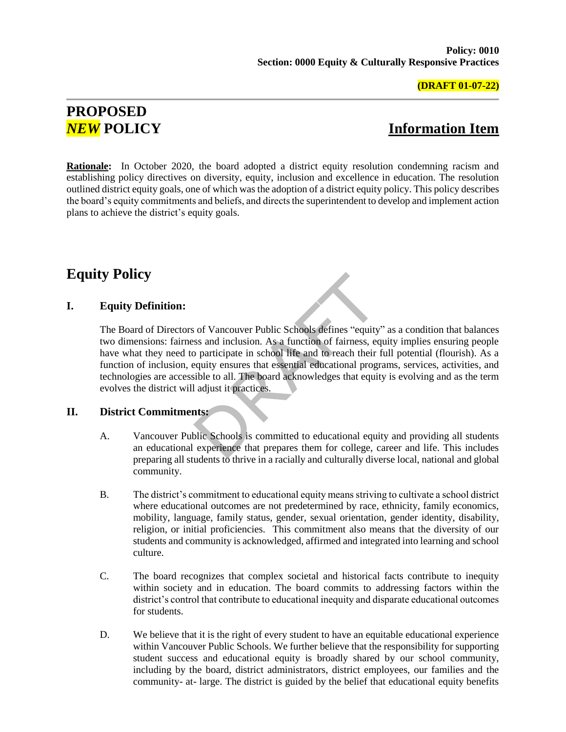**Policy: 0010**
**Section: 0000 Equity & Culturally Responsive Practices**

**(DRAFT 01-07-22)**

# PROPOSED *NEW* POLICY

## Information Item

**Rationale:** In October 2020, the board adopted a district equity resolution condemning racism and establishing policy directives on diversity, equity, inclusion and excellence in education. The resolution outlined district equity goals, one of which was the adoption of a district equity policy. This policy describes the board's equity commitments and beliefs, and directs the superintendent to develop and implement action plans to achieve the district's equity goals.

# Equity Policy

## I. Equity Definition:

The Board of Directors of Vancouver Public Schools defines "equity" as a condition that balances two dimensions: fairness and inclusion. As a function of fairness, equity implies ensuring people have what they need to participate in school life and to reach their full potential (flourish). As a function of inclusion, equity ensures that essential educational programs, services, activities, and technologies are accessible to all. The board acknowledges that equity is evolving and as the term evolves the district will adjust it practices.

## II. District Commitments:

A. Vancouver Public Schools is committed to educational equity and providing all students an educational experience that prepares them for college, career and life. This includes preparing all students to thrive in a racially and culturally diverse local, national and global community.

B. The district's commitment to educational equity means striving to cultivate a school district where educational outcomes are not predetermined by race, ethnicity, family economics, mobility, language, family status, gender, sexual orientation, gender identity, disability, religion, or initial proficiencies. This commitment also means that the diversity of our students and community is acknowledged, affirmed and integrated into learning and school culture.

C. The board recognizes that complex societal and historical facts contribute to inequity within society and in education. The board commits to addressing factors within the district's control that contribute to educational inequity and disparate educational outcomes for students.

D. We believe that it is the right of every student to have an equitable educational experience within Vancouver Public Schools. We further believe that the responsibility for supporting student success and educational equity is broadly shared by our school community, including by the board, district administrators, district employees, our families and the community- at- large. The district is guided by the belief that educational equity benefits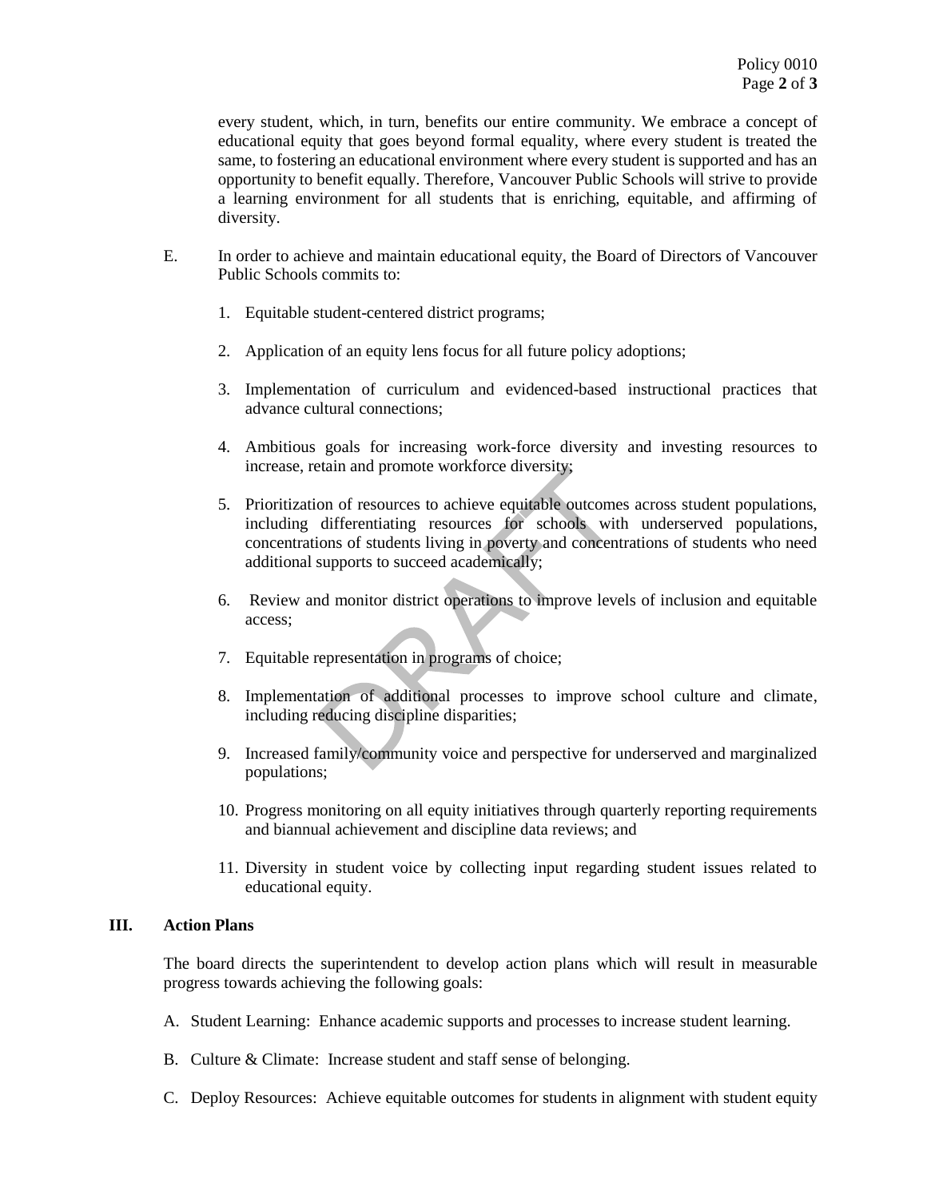every student, which, in turn, benefits our entire community. We embrace a concept of educational equity that goes beyond formal equality, where every student is treated the same, to fostering an educational environment where every student is supported and has an opportunity to benefit equally. Therefore, Vancouver Public Schools will strive to provide a learning environment for all students that is enriching, equitable, and affirming of diversity.

E. In order to achieve and maintain educational equity, the Board of Directors of Vancouver Public Schools commits to:

1. Equitable student-centered district programs;
2. Application of an equity lens focus for all future policy adoptions;
3. Implementation of curriculum and evidenced-based instructional practices that advance cultural connections;
4. Ambitious goals for increasing work-force diversity and investing resources to increase, retain and promote workforce diversity;
5. Prioritization of resources to achieve equitable outcomes across student populations, including differentiating resources for schools with underserved populations, concentrations of students living in poverty and concentrations of students who need additional supports to succeed academically;
6. Review and monitor district operations to improve levels of inclusion and equitable access;
7. Equitable representation in programs of choice;
8. Implementation of additional processes to improve school culture and climate, including reducing discipline disparities;
9. Increased family/community voice and perspective for underserved and marginalized populations;
10. Progress monitoring on all equity initiatives through quarterly reporting requirements and biannual achievement and discipline data reviews; and
11. Diversity in student voice by collecting input regarding student issues related to educational equity.

## III. Action Plans

The board directs the superintendent to develop action plans which will result in measurable progress towards achieving the following goals:

A. Student Learning: Enhance academic supports and processes to increase student learning.

B. Culture & Climate: Increase student and staff sense of belonging.

C. Deploy Resources: Achieve equitable outcomes for students in alignment with student equity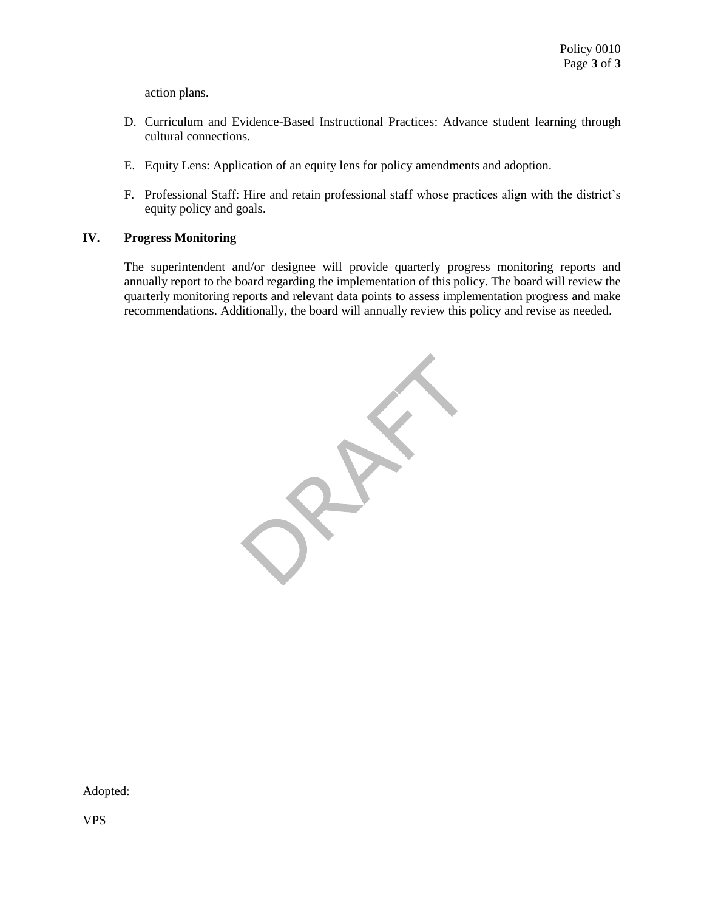action plans.

D. Curriculum and Evidence-Based Instructional Practices: Advance student learning through cultural connections.

E. Equity Lens: Application of an equity lens for policy amendments and adoption.

F. Professional Staff: Hire and retain professional staff whose practices align with the district's equity policy and goals.

## IV. Progress Monitoring

The superintendent and/or designee will provide quarterly progress monitoring reports and annually report to the board regarding the implementation of this policy. The board will review the quarterly monitoring reports and relevant data points to assess implementation progress and make recommendations. Additionally, the board will annually review this policy and revise as needed.

DRAFT

Adopted:

VPS